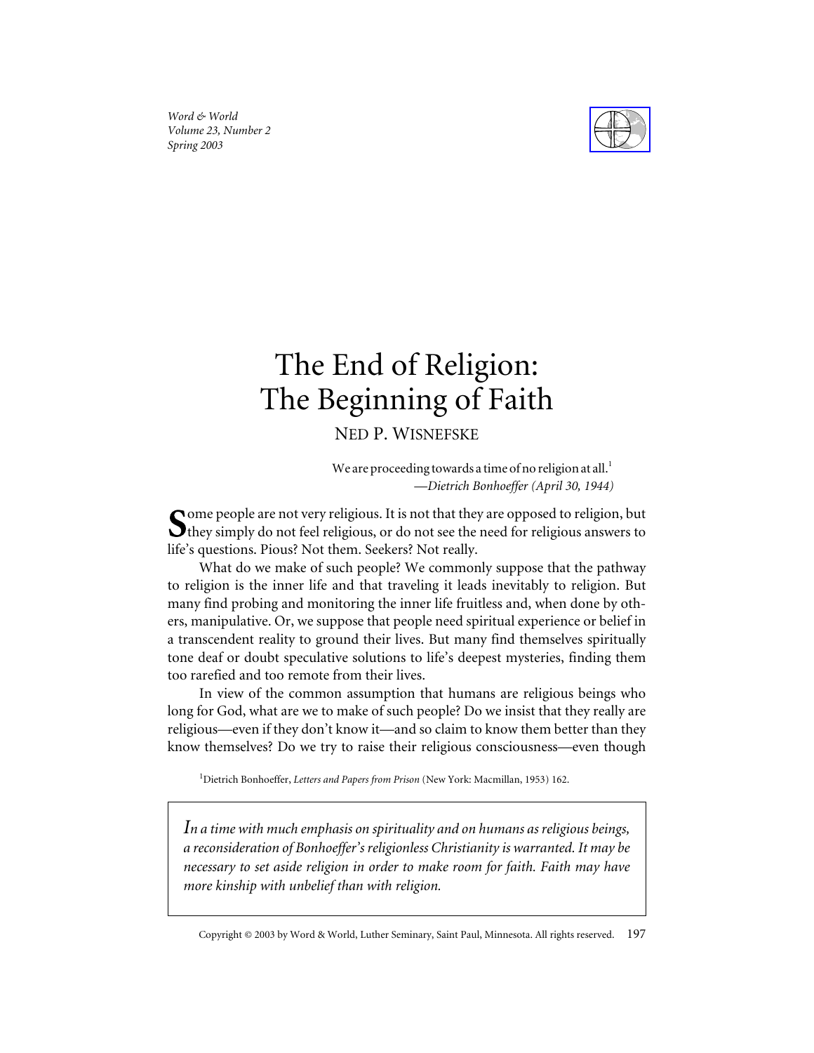Word & World
Volume 23, Number 2
Spring 2003

# The End of Religion: The Beginning of Faith

NED P. WISNEFSKE

> We are proceeding towards a time of no religion at all.[1]
> —*Dietrich Bonhoeffer (April 30, 1944)*

Some people are not very religious. It is not that they are opposed to religion, but they simply do not feel religious, or do not see the need for religious answers to life's questions. Pious? Not them. Seekers? Not really.

What do we make of such people? We commonly suppose that the pathway to religion is the inner life and that traveling it leads inevitably to religion. But many find probing and monitoring the inner life fruitless and, when done by others, manipulative. Or, we suppose that people need spiritual experience or belief in a transcendent reality to ground their lives. But many find themselves spiritually tone deaf or doubt speculative solutions to life's deepest mysteries, finding them too rarefied and too remote from their lives.

In view of the common assumption that humans are religious beings who long for God, what are we to make of such people? Do we insist that they really are religious—even if they don't know it—and so claim to know them better than they know themselves? Do we try to raise their religious consciousness—even though

[1]Dietrich Bonhoeffer, *Letters and Papers from Prison* (New York: Macmillan, 1953) 162.

*In a time with much emphasis on spirituality and on humans as religious beings, a reconsideration of Bonhoeffer's religionless Christianity is warranted. It may be necessary to set aside religion in order to make room for faith. Faith may have more kinship with unbelief than with religion.*

Copyright © 2003 by Word & World, Luther Seminary, Saint Paul, Minnesota. All rights reserved.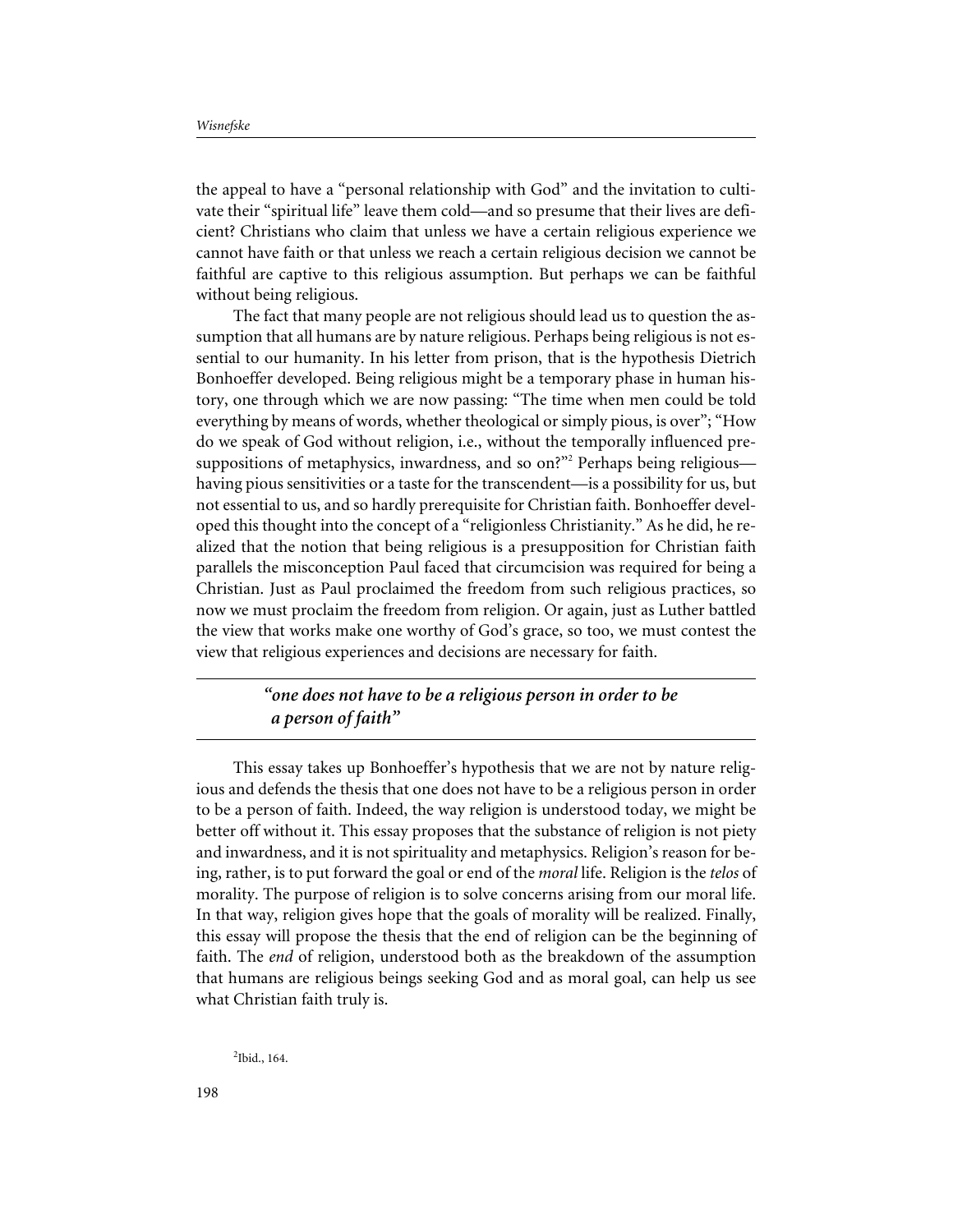the appeal to have a "personal relationship with God" and the invitation to cultivate their "spiritual life" leave them cold—and so presume that their lives are deficient? Christians who claim that unless we have a certain religious experience we cannot have faith or that unless we reach a certain religious decision we cannot be faithful are captive to this religious assumption. But perhaps we can be faithful without being religious.

The fact that many people are not religious should lead us to question the assumption that all humans are by nature religious. Perhaps being religious is not essential to our humanity. In his letter from prison, that is the hypothesis Dietrich Bonhoeffer developed. Being religious might be a temporary phase in human history, one through which we are now passing: "The time when men could be told everything by means of words, whether theological or simply pious, is over"; "How do we speak of God without religion, i.e., without the temporally influenced presuppositions of metaphysics, inwardness, and so on?"[2] Perhaps being religious—having pious sensitivities or a taste for the transcendent—is a possibility for us, but not essential to us, and so hardly prerequisite for Christian faith. Bonhoeffer developed this thought into the concept of a "religionless Christianity." As he did, he realized that the notion that being religious is a presupposition for Christian faith parallels the misconception Paul faced that circumcision was required for being a Christian. Just as Paul proclaimed the freedom from such religious practices, so now we must proclaim the freedom from religion. Or again, just as Luther battled the view that works make one worthy of God's grace, so too, we must contest the view that religious experiences and decisions are necessary for faith.

> ***"one does not have to be a religious person in order to be a person of faith"***

This essay takes up Bonhoeffer's hypothesis that we are not by nature religious and defends the thesis that one does not have to be a religious person in order to be a person of faith. Indeed, the way religion is understood today, we might be better off without it. This essay proposes that the substance of religion is not piety and inwardness, and it is not spirituality and metaphysics. Religion's reason for being, rather, is to put forward the goal or end of the *moral* life. Religion is the *telos* of morality. The purpose of religion is to solve concerns arising from our moral life. In that way, religion gives hope that the goals of morality will be realized. Finally, this essay will propose the thesis that the end of religion can be the beginning of faith. The *end* of religion, understood both as the breakdown of the assumption that humans are religious beings seeking God and as moral goal, can help us see what Christian faith truly is.

[2] Ibid., 164.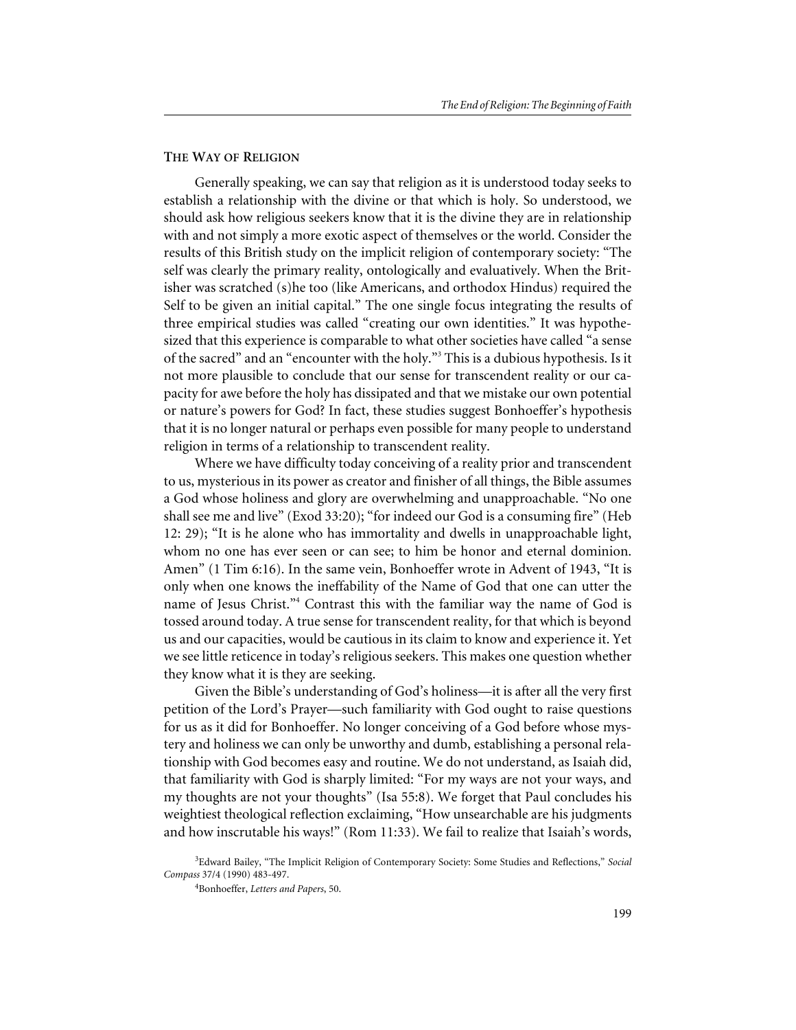## The Way of Religion

Generally speaking, we can say that religion as it is understood today seeks to establish a relationship with the divine or that which is holy. So understood, we should ask how religious seekers know that it is the divine they are in relationship with and not simply a more exotic aspect of themselves or the world. Consider the results of this British study on the implicit religion of contemporary society: "The self was clearly the primary reality, ontologically and evaluatively. When the Britisher was scratched (s)he too (like Americans, and orthodox Hindus) required the Self to be given an initial capital." The one single focus integrating the results of three empirical studies was called "creating our own identities." It was hypothesized that this experience is comparable to what other societies have called "a sense of the sacred" and an "encounter with the holy."[3] This is a dubious hypothesis. Is it not more plausible to conclude that our sense for transcendent reality or our capacity for awe before the holy has dissipated and that we mistake our own potential or nature's powers for God? In fact, these studies suggest Bonhoeffer's hypothesis that it is no longer natural or perhaps even possible for many people to understand religion in terms of a relationship to transcendent reality.

Where we have difficulty today conceiving of a reality prior and transcendent to us, mysterious in its power as creator and finisher of all things, the Bible assumes a God whose holiness and glory are overwhelming and unapproachable. "No one shall see me and live" (Exod 33:20); "for indeed our God is a consuming fire" (Heb 12: 29); "It is he alone who has immortality and dwells in unapproachable light, whom no one has ever seen or can see; to him be honor and eternal dominion. Amen" (1 Tim 6:16). In the same vein, Bonhoeffer wrote in Advent of 1943, "It is only when one knows the ineffability of the Name of God that one can utter the name of Jesus Christ."[4] Contrast this with the familiar way the name of God is tossed around today. A true sense for transcendent reality, for that which is beyond us and our capacities, would be cautious in its claim to know and experience it. Yet we see little reticence in today's religious seekers. This makes one question whether they know what it is they are seeking.

Given the Bible's understanding of God's holiness—it is after all the very first petition of the Lord's Prayer—such familiarity with God ought to raise questions for us as it did for Bonhoeffer. No longer conceiving of a God before whose mystery and holiness we can only be unworthy and dumb, establishing a personal relationship with God becomes easy and routine. We do not understand, as Isaiah did, that familiarity with God is sharply limited: "For my ways are not your ways, and my thoughts are not your thoughts" (Isa 55:8). We forget that Paul concludes his weightiest theological reflection exclaiming, "How unsearchable are his judgments and how inscrutable his ways!" (Rom 11:33). We fail to realize that Isaiah's words,

[3] Edward Bailey, "The Implicit Religion of Contemporary Society: Some Studies and Reflections," *Social Compass* 37/4 (1990) 483-497.

[4] Bonhoeffer, *Letters and Papers*, 50.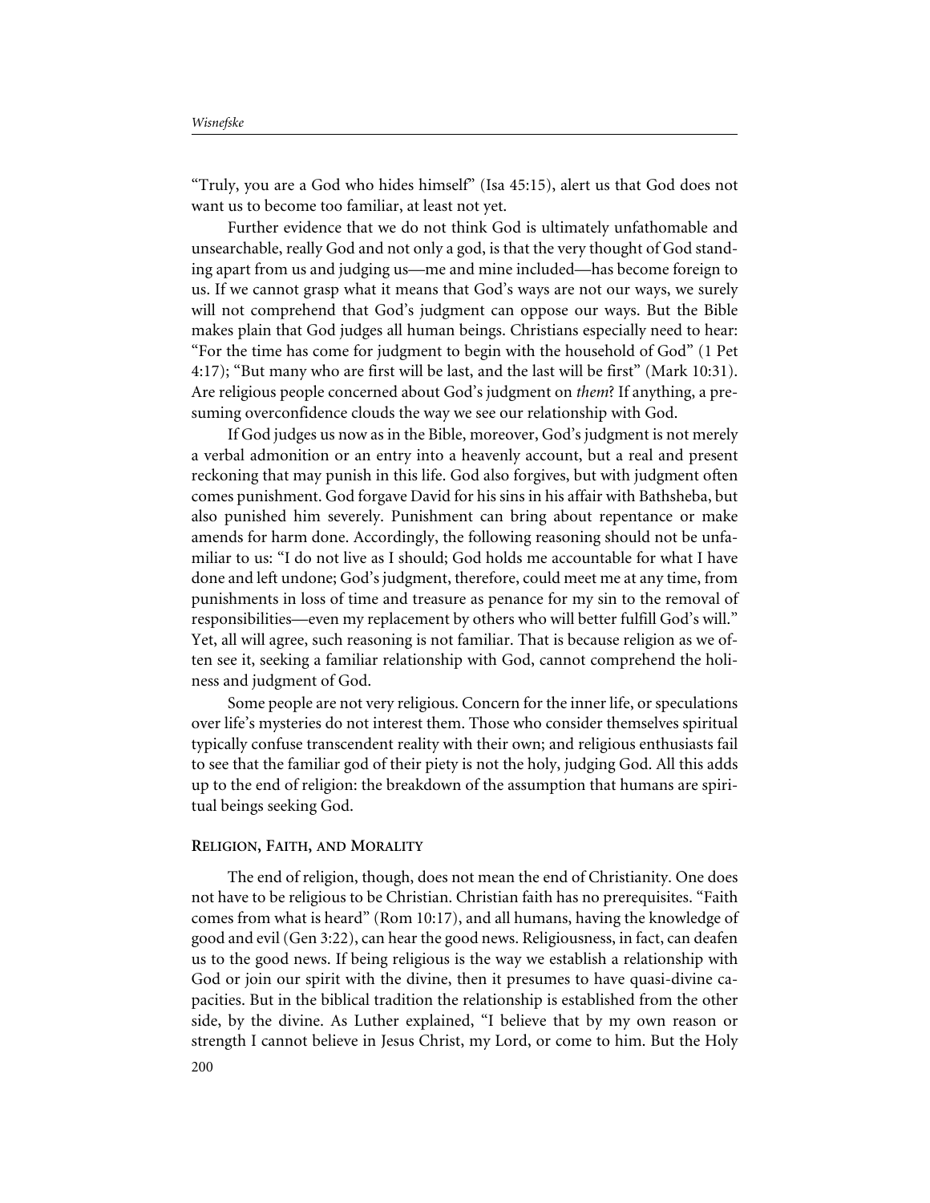"Truly, you are a God who hides himself" (Isa 45:15), alert us that God does not want us to become too familiar, at least not yet.

Further evidence that we do not think God is ultimately unfathomable and unsearchable, really God and not only a god, is that the very thought of God standing apart from us and judging us—me and mine included—has become foreign to us. If we cannot grasp what it means that God's ways are not our ways, we surely will not comprehend that God's judgment can oppose our ways. But the Bible makes plain that God judges all human beings. Christians especially need to hear: "For the time has come for judgment to begin with the household of God" (1 Pet 4:17); "But many who are first will be last, and the last will be first" (Mark 10:31). Are religious people concerned about God's judgment on *them*? If anything, a presuming overconfidence clouds the way we see our relationship with God.

If God judges us now as in the Bible, moreover, God's judgment is not merely a verbal admonition or an entry into a heavenly account, but a real and present reckoning that may punish in this life. God also forgives, but with judgment often comes punishment. God forgave David for his sins in his affair with Bathsheba, but also punished him severely. Punishment can bring about repentance or make amends for harm done. Accordingly, the following reasoning should not be unfamiliar to us: "I do not live as I should; God holds me accountable for what I have done and left undone; God's judgment, therefore, could meet me at any time, from punishments in loss of time and treasure as penance for my sin to the removal of responsibilities—even my replacement by others who will better fulfill God's will." Yet, all will agree, such reasoning is not familiar. That is because religion as we often see it, seeking a familiar relationship with God, cannot comprehend the holiness and judgment of God.

Some people are not very religious. Concern for the inner life, or speculations over life's mysteries do not interest them. Those who consider themselves spiritual typically confuse transcendent reality with their own; and religious enthusiasts fail to see that the familiar god of their piety is not the holy, judging God. All this adds up to the end of religion: the breakdown of the assumption that humans are spiritual beings seeking God.

## Religion, Faith, and Morality

The end of religion, though, does not mean the end of Christianity. One does not have to be religious to be Christian. Christian faith has no prerequisites. "Faith comes from what is heard" (Rom 10:17), and all humans, having the knowledge of good and evil (Gen 3:22), can hear the good news. Religiousness, in fact, can deafen us to the good news. If being religious is the way we establish a relationship with God or join our spirit with the divine, then it presumes to have quasi-divine capacities. But in the biblical tradition the relationship is established from the other side, by the divine. As Luther explained, "I believe that by my own reason or strength I cannot believe in Jesus Christ, my Lord, or come to him. But the Holy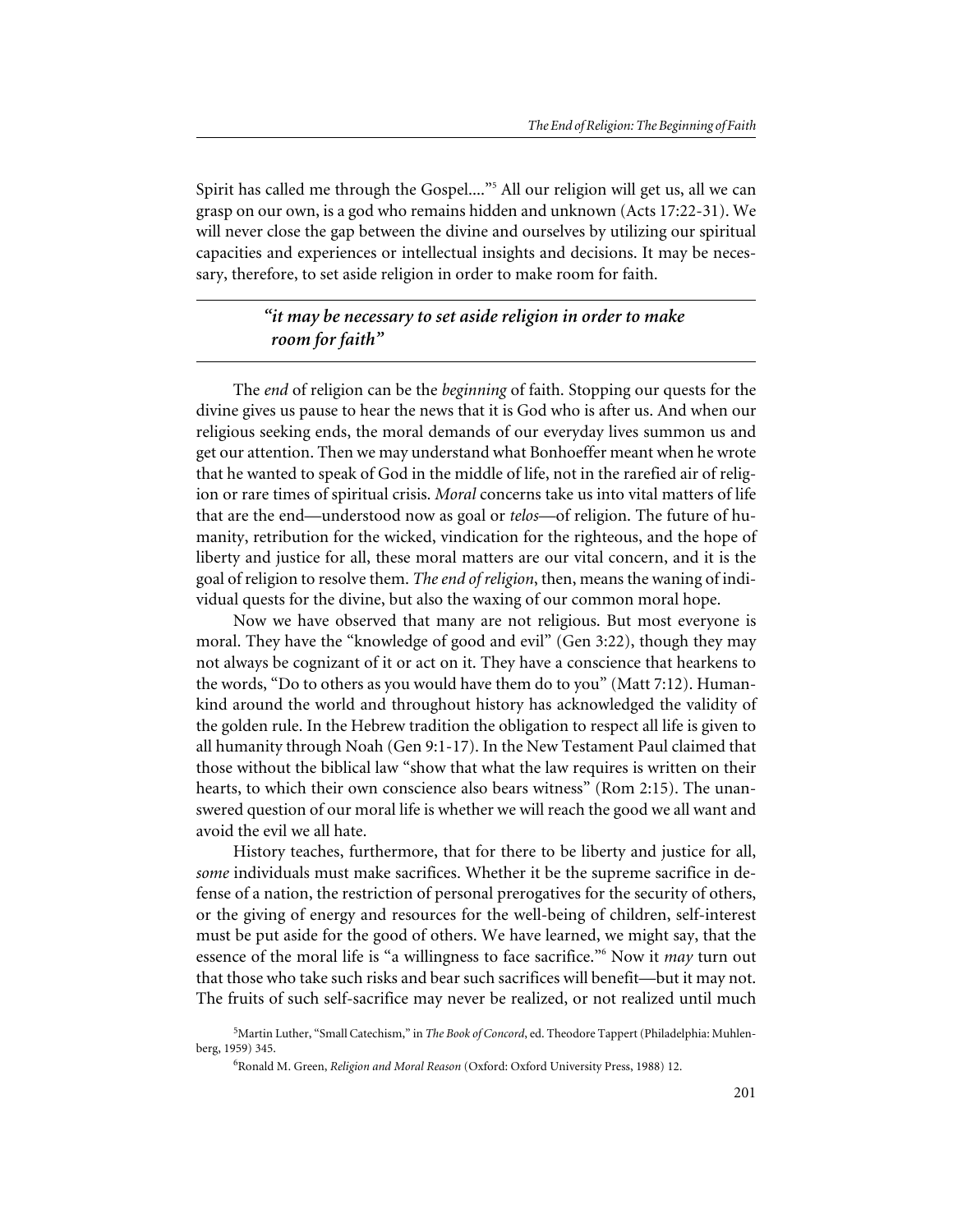Spirit has called me through the Gospel...."[5] All our religion will get us, all we can grasp on our own, is a god who remains hidden and unknown (Acts 17:22-31). We will never close the gap between the divine and ourselves by utilizing our spiritual capacities and experiences or intellectual insights and decisions. It may be necessary, therefore, to set aside religion in order to make room for faith.

---

> ***"it may be necessary to set aside religion in order to make room for faith"***

---

The *end* of religion can be the *beginning* of faith. Stopping our quests for the divine gives us pause to hear the news that it is God who is after us. And when our religious seeking ends, the moral demands of our everyday lives summon us and get our attention. Then we may understand what Bonhoeffer meant when he wrote that he wanted to speak of God in the middle of life, not in the rarefied air of religion or rare times of spiritual crisis. *Moral* concerns take us into vital matters of life that are the end—understood now as goal or *telos*—of religion. The future of humanity, retribution for the wicked, vindication for the righteous, and the hope of liberty and justice for all, these moral matters are our vital concern, and it is the goal of religion to resolve them. *The end of religion*, then, means the waning of individual quests for the divine, but also the waxing of our common moral hope.

Now we have observed that many are not religious. But most everyone is moral. They have the "knowledge of good and evil" (Gen 3:22), though they may not always be cognizant of it or act on it. They have a conscience that hearkens to the words, "Do to others as you would have them do to you" (Matt 7:12). Humankind around the world and throughout history has acknowledged the validity of the golden rule. In the Hebrew tradition the obligation to respect all life is given to all humanity through Noah (Gen 9:1-17). In the New Testament Paul claimed that those without the biblical law "show that what the law requires is written on their hearts, to which their own conscience also bears witness" (Rom 2:15). The unanswered question of our moral life is whether we will reach the good we all want and avoid the evil we all hate.

History teaches, furthermore, that for there to be liberty and justice for all, *some* individuals must make sacrifices. Whether it be the supreme sacrifice in defense of a nation, the restriction of personal prerogatives for the security of others, or the giving of energy and resources for the well-being of children, self-interest must be put aside for the good of others. We have learned, we might say, that the essence of the moral life is "a willingness to face sacrifice."[6] Now it *may* turn out that those who take such risks and bear such sacrifices will benefit—but it may not. The fruits of such self-sacrifice may never be realized, or not realized until much

[5] Martin Luther, "Small Catechism," in *The Book of Concord*, ed. Theodore Tappert (Philadelphia: Muhlenberg, 1959) 345.

[6] Ronald M. Green, *Religion and Moral Reason* (Oxford: Oxford University Press, 1988) 12.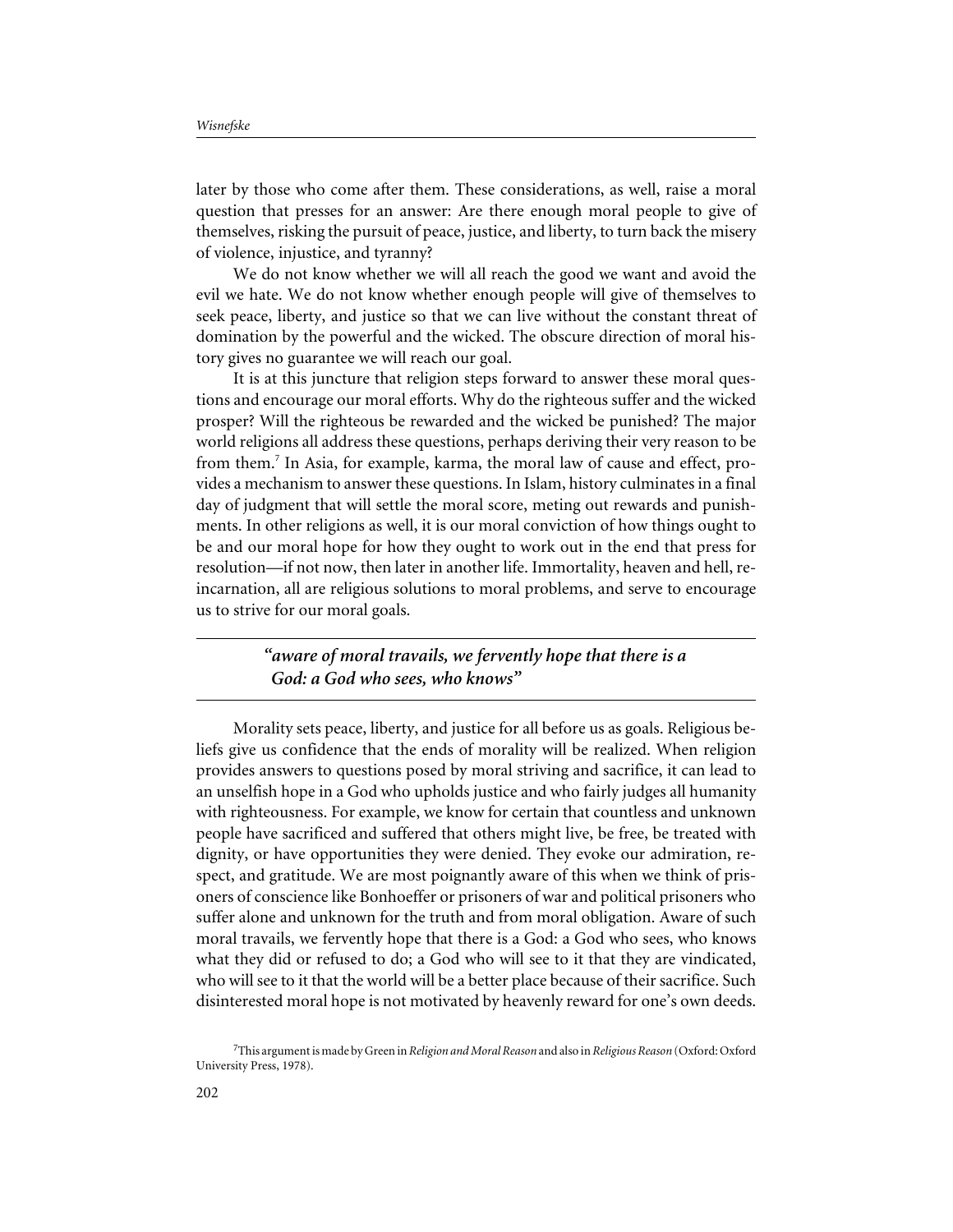later by those who come after them. These considerations, as well, raise a moral question that presses for an answer: Are there enough moral people to give of themselves, risking the pursuit of peace, justice, and liberty, to turn back the misery of violence, injustice, and tyranny?

We do not know whether we will all reach the good we want and avoid the evil we hate. We do not know whether enough people will give of themselves to seek peace, liberty, and justice so that we can live without the constant threat of domination by the powerful and the wicked. The obscure direction of moral history gives no guarantee we will reach our goal.

It is at this juncture that religion steps forward to answer these moral questions and encourage our moral efforts. Why do the righteous suffer and the wicked prosper? Will the righteous be rewarded and the wicked be punished? The major world religions all address these questions, perhaps deriving their very reason to be from them.[7] In Asia, for example, karma, the moral law of cause and effect, provides a mechanism to answer these questions. In Islam, history culminates in a final day of judgment that will settle the moral score, meting out rewards and punishments. In other religions as well, it is our moral conviction of how things ought to be and our moral hope for how they ought to work out in the end that press for resolution—if not now, then later in another life. Immortality, heaven and hell, reincarnation, all are religious solutions to moral problems, and serve to encourage us to strive for our moral goals.

> ***"aware of moral travails, we fervently hope that there is a God: a God who sees, who knows"***

Morality sets peace, liberty, and justice for all before us as goals. Religious beliefs give us confidence that the ends of morality will be realized. When religion provides answers to questions posed by moral striving and sacrifice, it can lead to an unselfish hope in a God who upholds justice and who fairly judges all humanity with righteousness. For example, we know for certain that countless and unknown people have sacrificed and suffered that others might live, be free, be treated with dignity, or have opportunities they were denied. They evoke our admiration, respect, and gratitude. We are most poignantly aware of this when we think of prisoners of conscience like Bonhoeffer or prisoners of war and political prisoners who suffer alone and unknown for the truth and from moral obligation. Aware of such moral travails, we fervently hope that there is a God: a God who sees, who knows what they did or refused to do; a God who will see to it that they are vindicated, who will see to it that the world will be a better place because of their sacrifice. Such disinterested moral hope is not motivated by heavenly reward for one's own deeds.

[7] This argument is made by Green in *Religion and Moral Reason* and also in *Religious Reason* (Oxford: Oxford University Press, 1978).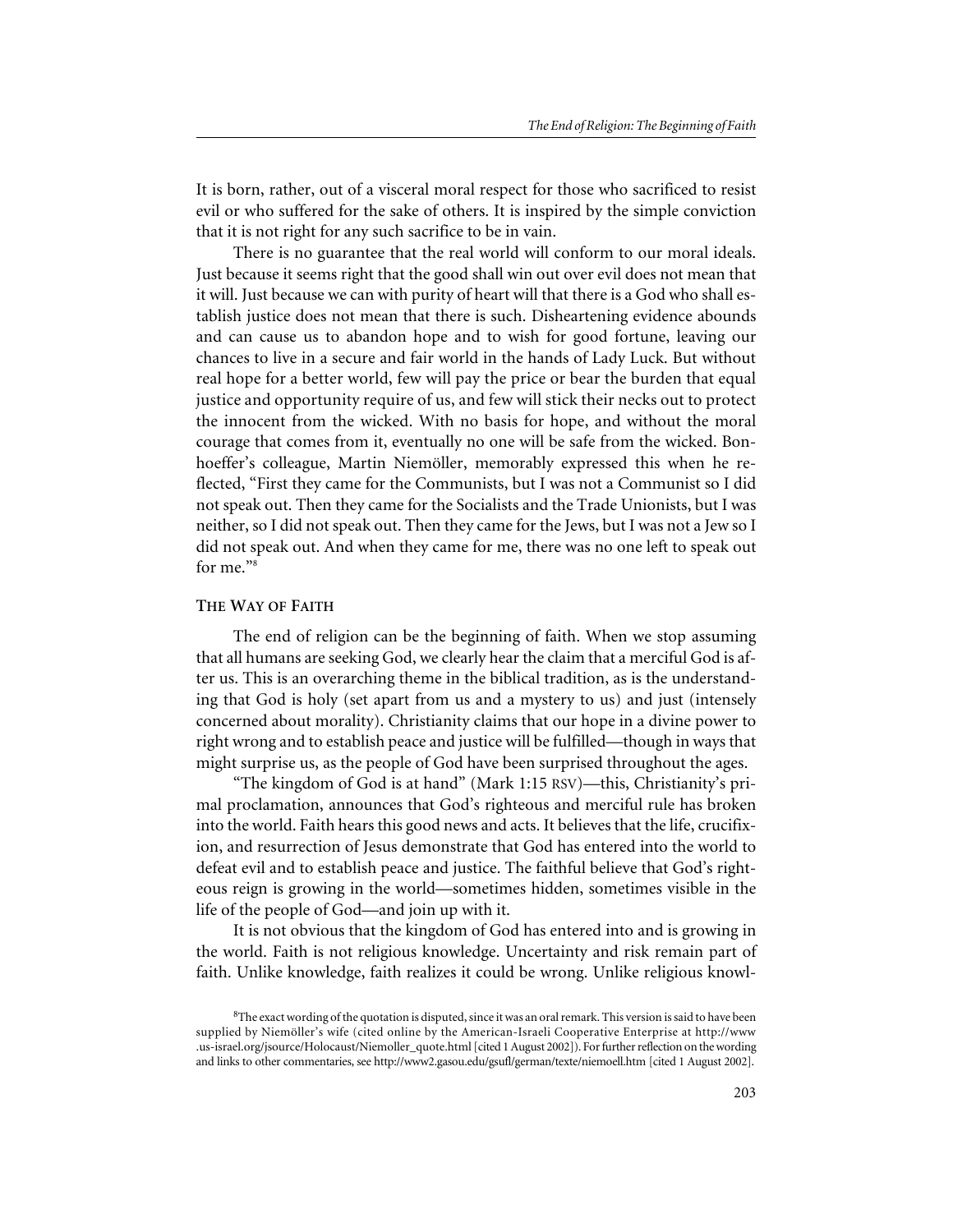It is born, rather, out of a visceral moral respect for those who sacrificed to resist evil or who suffered for the sake of others. It is inspired by the simple conviction that it is not right for any such sacrifice to be in vain.

There is no guarantee that the real world will conform to our moral ideals. Just because it seems right that the good shall win out over evil does not mean that it will. Just because we can with purity of heart will that there is a God who shall establish justice does not mean that there is such. Disheartening evidence abounds and can cause us to abandon hope and to wish for good fortune, leaving our chances to live in a secure and fair world in the hands of Lady Luck. But without real hope for a better world, few will pay the price or bear the burden that equal justice and opportunity require of us, and few will stick their necks out to protect the innocent from the wicked. With no basis for hope, and without the moral courage that comes from it, eventually no one will be safe from the wicked. Bonhoeffer's colleague, Martin Niemöller, memorably expressed this when he reflected, "First they came for the Communists, but I was not a Communist so I did not speak out. Then they came for the Socialists and the Trade Unionists, but I was neither, so I did not speak out. Then they came for the Jews, but I was not a Jew so I did not speak out. And when they came for me, there was no one left to speak out for me."[8]

## The Way of Faith

The end of religion can be the beginning of faith. When we stop assuming that all humans are seeking God, we clearly hear the claim that a merciful God is after us. This is an overarching theme in the biblical tradition, as is the understanding that God is holy (set apart from us and a mystery to us) and just (intensely concerned about morality). Christianity claims that our hope in a divine power to right wrong and to establish peace and justice will be fulfilled—though in ways that might surprise us, as the people of God have been surprised throughout the ages.

"The kingdom of God is at hand" (Mark 1:15 RSV)—this, Christianity's primal proclamation, announces that God's righteous and merciful rule has broken into the world. Faith hears this good news and acts. It believes that the life, crucifixion, and resurrection of Jesus demonstrate that God has entered into the world to defeat evil and to establish peace and justice. The faithful believe that God's righteous reign is growing in the world—sometimes hidden, sometimes visible in the life of the people of God—and join up with it.

It is not obvious that the kingdom of God has entered into and is growing in the world. Faith is not religious knowledge. Uncertainty and risk remain part of faith. Unlike knowledge, faith realizes it could be wrong. Unlike religious knowl-

[8] The exact wording of the quotation is disputed, since it was an oral remark. This version is said to have been supplied by Niemöller's wife (cited online by the American-Israeli Cooperative Enterprise at http://www.us-israel.org/jsource/Holocaust/Niemoller_quote.html [cited 1 August 2002]). For further reflection on the wording and links to other commentaries, see http://www2.gasou.edu/gsufl/german/texte/niemoell.htm [cited 1 August 2002].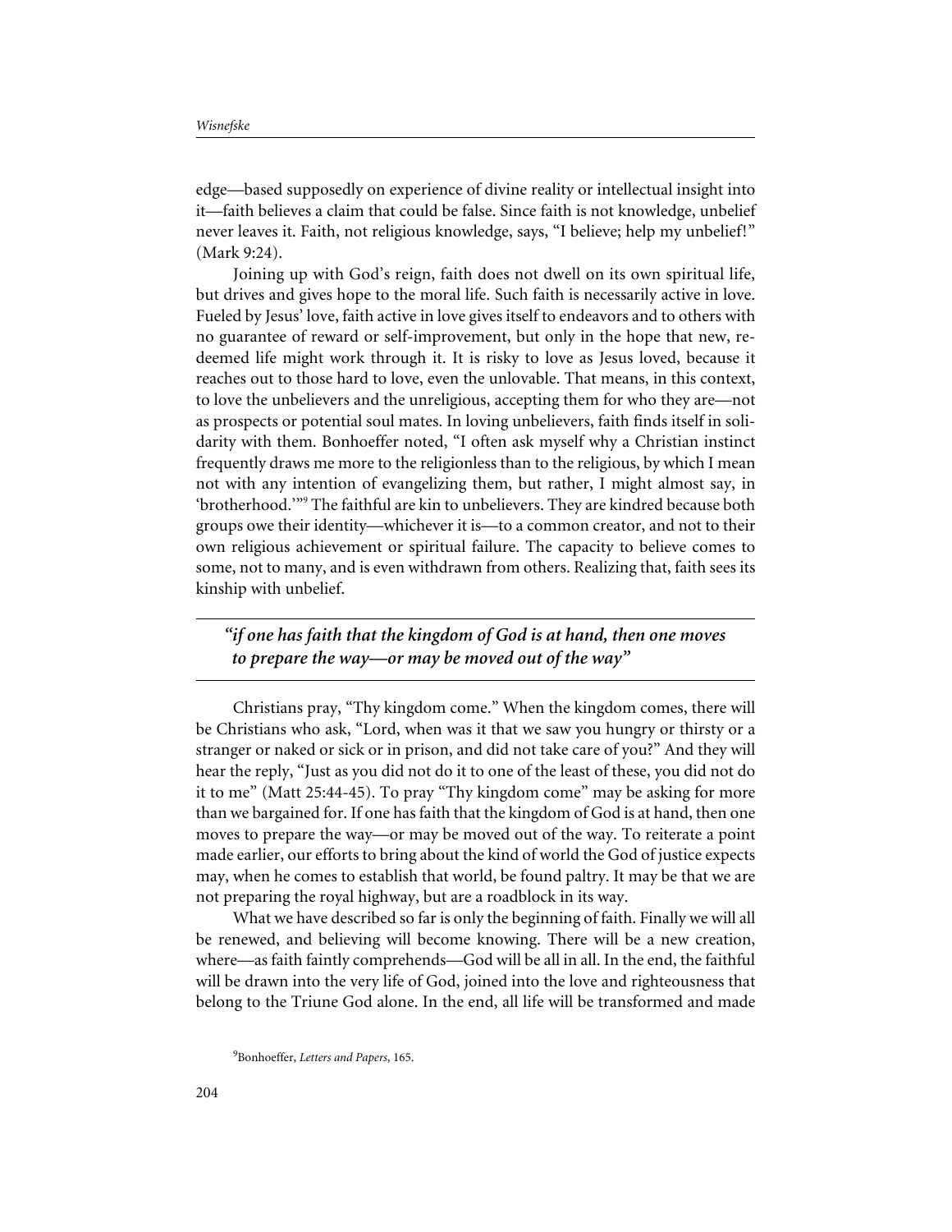edge—based supposedly on experience of divine reality or intellectual insight into it—faith believes a claim that could be false. Since faith is not knowledge, unbelief never leaves it. Faith, not religious knowledge, says, "I believe; help my unbelief!" (Mark 9:24).

Joining up with God's reign, faith does not dwell on its own spiritual life, but drives and gives hope to the moral life. Such faith is necessarily active in love. Fueled by Jesus' love, faith active in love gives itself to endeavors and to others with no guarantee of reward or self-improvement, but only in the hope that new, redeemed life might work through it. It is risky to love as Jesus loved, because it reaches out to those hard to love, even the unlovable. That means, in this context, to love the unbelievers and the unreligious, accepting them for who they are—not as prospects or potential soul mates. In loving unbelievers, faith finds itself in solidarity with them. Bonhoeffer noted, "I often ask myself why a Christian instinct frequently draws me more to the religionless than to the religious, by which I mean not with any intention of evangelizing them, but rather, I might almost say, in 'brotherhood.'"[9] The faithful are kin to unbelievers. They are kindred because both groups owe their identity—whichever it is—to a common creator, and not to their own religious achievement or spiritual failure. The capacity to believe comes to some, not to many, and is even withdrawn from others. Realizing that, faith sees its kinship with unbelief.

---

***"if one has faith that the kingdom of God is at hand, then one moves to prepare the way—or may be moved out of the way"***

---

Christians pray, "Thy kingdom come." When the kingdom comes, there will be Christians who ask, "Lord, when was it that we saw you hungry or thirsty or a stranger or naked or sick or in prison, and did not take care of you?" And they will hear the reply, "Just as you did not do it to one of the least of these, you did not do it to me" (Matt 25:44-45). To pray "Thy kingdom come" may be asking for more than we bargained for. If one has faith that the kingdom of God is at hand, then one moves to prepare the way—or may be moved out of the way. To reiterate a point made earlier, our efforts to bring about the kind of world the God of justice expects may, when he comes to establish that world, be found paltry. It may be that we are not preparing the royal highway, but are a roadblock in its way.

What we have described so far is only the beginning of faith. Finally we will all be renewed, and believing will become knowing. There will be a new creation, where—as faith faintly comprehends—God will be all in all. In the end, the faithful will be drawn into the very life of God, joined into the love and righteousness that belong to the Triune God alone. In the end, all life will be transformed and made

[9] Bonhoeffer, *Letters and Papers*, 165.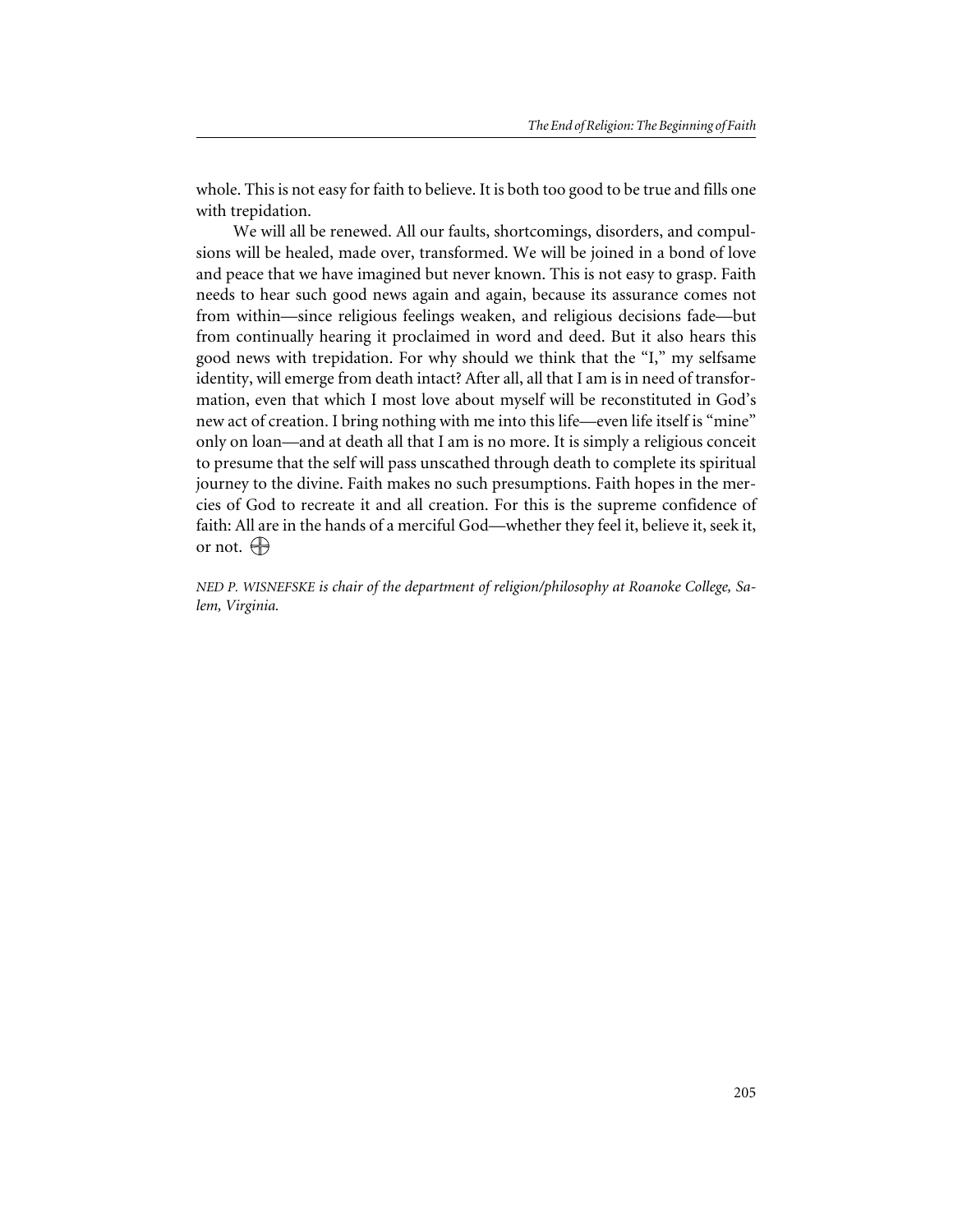whole. This is not easy for faith to believe. It is both too good to be true and fills one with trepidation.

We will all be renewed. All our faults, shortcomings, disorders, and compulsions will be healed, made over, transformed. We will be joined in a bond of love and peace that we have imagined but never known. This is not easy to grasp. Faith needs to hear such good news again and again, because its assurance comes not from within—since religious feelings weaken, and religious decisions fade—but from continually hearing it proclaimed in word and deed. But it also hears this good news with trepidation. For why should we think that the "I," my selfsame identity, will emerge from death intact? After all, all that I am is in need of transformation, even that which I most love about myself will be reconstituted in God's new act of creation. I bring nothing with me into this life—even life itself is "mine" only on loan—and at death all that I am is no more. It is simply a religious conceit to presume that the self will pass unscathed through death to complete its spiritual journey to the divine. Faith makes no such presumptions. Faith hopes in the mercies of God to recreate it and all creation. For this is the supreme confidence of faith: All are in the hands of a merciful God—whether they feel it, believe it, seek it, or not. ⊕

*NED P. WISNEFSKE is chair of the department of religion/philosophy at Roanoke College, Salem, Virginia.*